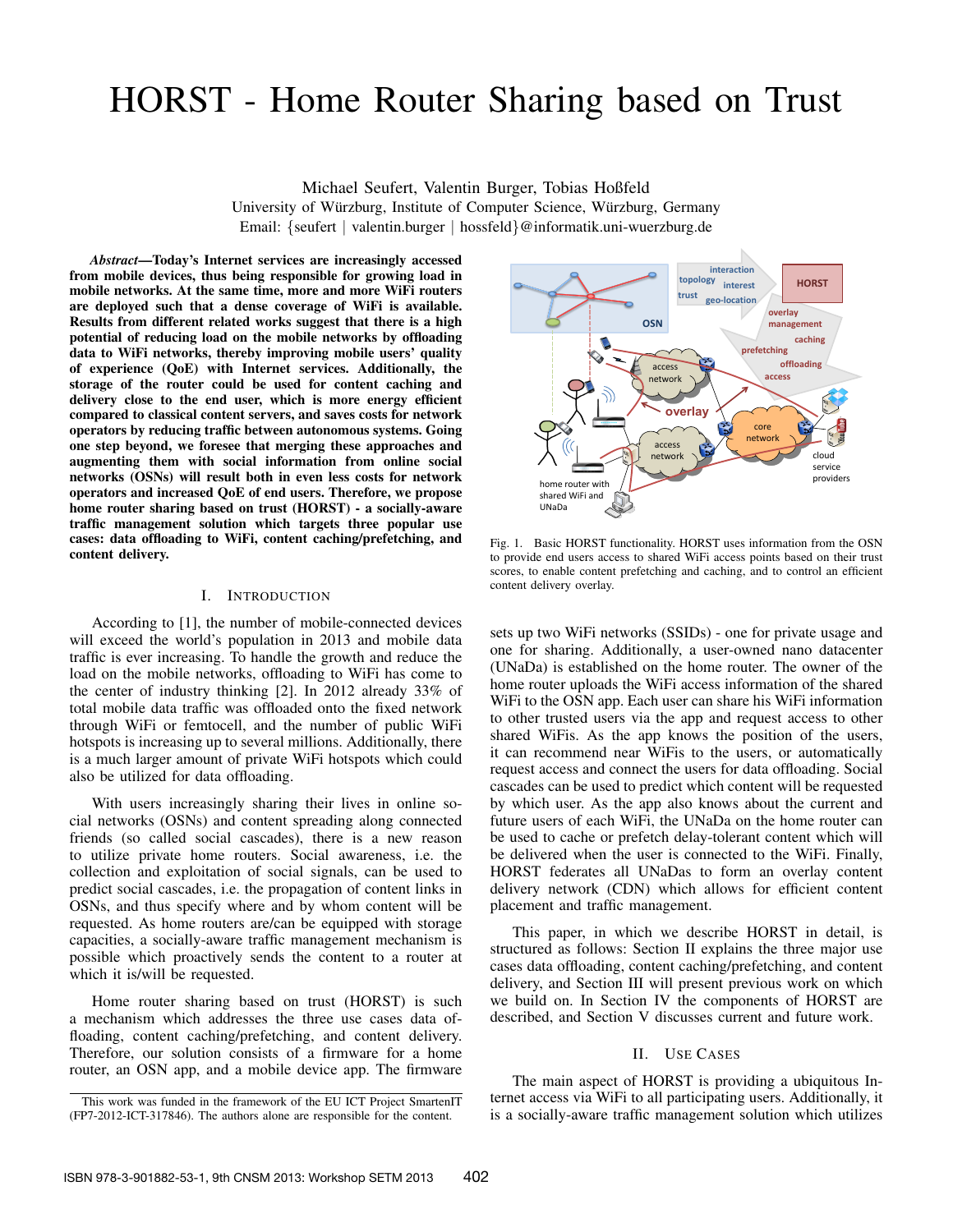# HORST - Home Router Sharing based on Trust

Michael Seufert, Valentin Burger, Tobias Hoßfeld
University of Würzburg, Institute of Computer Science, Würzburg, Germany
Email: {seufert | valentin.burger | hossfeld}@informatik.uni-wuerzburg.de

***Abstract*—Today's Internet services are increasingly accessed from mobile devices, thus being responsible for growing load in mobile networks. At the same time, more and more WiFi routers are deployed such that a dense coverage of WiFi is available. Results from different related works suggest that there is a high potential of reducing load on the mobile networks by offloading data to WiFi networks, thereby improving mobile users' quality of experience (QoE) with Internet services. Additionally, the storage of the router could be used for content caching and delivery close to the end user, which is more energy efficient compared to classical content servers, and saves costs for network operators by reducing traffic between autonomous systems. Going one step beyond, we foresee that merging these approaches and augmenting them with social information from online social networks (OSNs) will result both in even less costs for network operators and increased QoE of end users. Therefore, we propose home router sharing based on trust (HORST) - a socially-aware traffic management solution which targets three popular use cases: data offloading to WiFi, content caching/prefetching, and content delivery.**

## I. Introduction

According to [1], the number of mobile-connected devices will exceed the world's population in 2013 and mobile data traffic is ever increasing. To handle the growth and reduce the load on the mobile networks, offloading to WiFi has come to the center of industry thinking [2]. In 2012 already 33% of total mobile data traffic was offloaded onto the fixed network through WiFi or femtocell, and the number of public WiFi hotspots is increasing up to several millions. Additionally, there is a much larger amount of private WiFi hotspots which could also be utilized for data offloading.

With users increasingly sharing their lives in online social networks (OSNs) and content spreading along connected friends (so called social cascades), there is a new reason to utilize private home routers. Social awareness, i.e. the collection and exploitation of social signals, can be used to predict social cascades, i.e. the propagation of content links in OSNs, and thus specify where and by whom content will be requested. As home routers are/can be equipped with storage capacities, a socially-aware traffic management mechanism is possible which proactively sends the content to a router at which it is/will be requested.

Home router sharing based on trust (HORST) is such a mechanism which addresses the three use cases data offloading, content caching/prefetching, and content delivery. Therefore, our solution consists of a firmware for a home router, an OSN app, and a mobile device app. The firmware sets up two WiFi networks (SSIDs) - one for private usage and one for sharing. Additionally, a user-owned nano datacenter (UNaDa) is established on the home router. The owner of the home router uploads the WiFi access information of the shared WiFi to the OSN app. Each user can share his WiFi information to other trusted users via the app and request access to other shared WiFis. As the app knows the position of the users, it can recommend near WiFis to the users, or automatically request access and connect the users for data offloading. Social cascades can be used to predict which content will be requested by which user. As the app also knows about the current and future users of each WiFi, the UNaDa on the home router can be used to cache or prefetch delay-tolerant content which will be delivered when the user is connected to the WiFi. Finally, HORST federates all UNaDas to form an overlay content delivery network (CDN) which allows for efficient content placement and traffic management.

This work was funded in the framework of the EU ICT Project SmartenIT (FP7-2012-ICT-317846). The authors alone are responsible for the content.

OSN
interaction
topology
interest
trust
geo-location
HORST
overlay
management
caching
prefetching
offloading
access
access network
overlay
core network
access network
home router with shared WiFi and UNaDa
cloud service providers

Fig. 1. Basic HORST functionality. HORST uses information from the OSN to provide end users access to shared WiFi access points based on their trust scores, to enable content prefetching and caching, and to control an efficient content delivery overlay.

This paper, in which we describe HORST in detail, is structured as follows: Section II explains the three major use cases data offloading, content caching/prefetching, and content delivery, and Section III will present previous work on which we build on. In Section IV the components of HORST are described, and Section V discusses current and future work.

## II. Use Cases

The main aspect of HORST is providing a ubiquitous Internet access via WiFi to all participating users. Additionally, it is a socially-aware traffic management solution which utilizes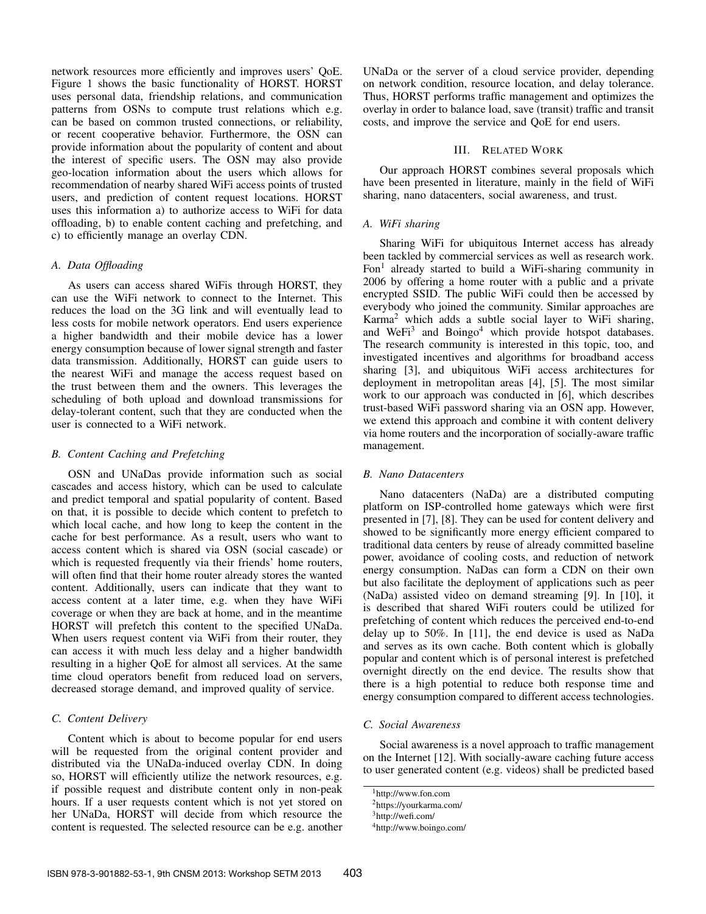network resources more efficiently and improves users' QoE. Figure 1 shows the basic functionality of HORST. HORST uses personal data, friendship relations, and communication patterns from OSNs to compute trust relations which e.g. can be based on common trusted connections, or reliability, or recent cooperative behavior. Furthermore, the OSN can provide information about the popularity of content and about the interest of specific users. The OSN may also provide geo-location information about the users which allows for recommendation of nearby shared WiFi access points of trusted users, and prediction of content request locations. HORST uses this information a) to authorize access to WiFi for data offloading, b) to enable content caching and prefetching, and c) to efficiently manage an overlay CDN.

### A. Data Offloading

As users can access shared WiFis through HORST, they can use the WiFi network to connect to the Internet. This reduces the load on the 3G link and will eventually lead to less costs for mobile network operators. End users experience a higher bandwidth and their mobile device has a lower energy consumption because of lower signal strength and faster data transmission. Additionally, HORST can guide users to the nearest WiFi and manage the access request based on the trust between them and the owners. This leverages the scheduling of both upload and download transmissions for delay-tolerant content, such that they are conducted when the user is connected to a WiFi network.

### B. Content Caching and Prefetching

OSN and UNaDas provide information such as social cascades and access history, which can be used to calculate and predict temporal and spatial popularity of content. Based on that, it is possible to decide which content to prefetch to which local cache, and how long to keep the content in the cache for best performance. As a result, users who want to access content which is shared via OSN (social cascade) or which is requested frequently via their friends' home routers, will often find that their home router already stores the wanted content. Additionally, users can indicate that they want to access content at a later time, e.g. when they have WiFi coverage or when they are back at home, and in the meantime HORST will prefetch this content to the specified UNaDa. When users request content via WiFi from their router, they can access it with much less delay and a higher bandwidth resulting in a higher QoE for almost all services. At the same time cloud operators benefit from reduced load on servers, decreased storage demand, and improved quality of service.

### C. Content Delivery

Content which is about to become popular for end users will be requested from the original content provider and distributed via the UNaDa-induced overlay CDN. In doing so, HORST will efficiently utilize the network resources, e.g. if possible request and distribute content only in non-peak hours. If a user requests content which is not yet stored on her UNaDa, HORST will decide from which resource the content is requested. The selected resource can be e.g. another UNaDa or the server of a cloud service provider, depending on network condition, resource location, and delay tolerance. Thus, HORST performs traffic management and optimizes the overlay in order to balance load, save (transit) traffic and transit costs, and improve the service and QoE for end users.

## III. Related Work

Our approach HORST combines several proposals which have been presented in literature, mainly in the field of WiFi sharing, nano datacenters, social awareness, and trust.

### A. WiFi sharing

Sharing WiFi for ubiquitous Internet access has already been tackled by commercial services as well as research work. Fon[1] already started to build a WiFi-sharing community in 2006 by offering a home router with a public and a private encrypted SSID. The public WiFi could then be accessed by everybody who joined the community. Similar approaches are Karma[2] which adds a subtle social layer to WiFi sharing, and WeFi[3] and Boingo[4] which provide hotspot databases. The research community is interested in this topic, too, and investigated incentives and algorithms for broadband access sharing [3], and ubiquitous WiFi access architectures for deployment in metropolitan areas [4], [5]. The most similar work to our approach was conducted in [6], which describes trust-based WiFi password sharing via an OSN app. However, we extend this approach and combine it with content delivery via home routers and the incorporation of socially-aware traffic management.

### B. Nano Datacenters

Nano datacenters (NaDa) are a distributed computing platform on ISP-controlled home gateways which were first presented in [7], [8]. They can be used for content delivery and showed to be significantly more energy efficient compared to traditional data centers by reuse of already committed baseline power, avoidance of cooling costs, and reduction of network energy consumption. NaDas can form a CDN on their own but also facilitate the deployment of applications such as peer (NaDa) assisted video on demand streaming [9]. In [10], it is described that shared WiFi routers could be utilized for prefetching of content which reduces the perceived end-to-end delay up to 50%. In [11], the end device is used as NaDa and serves as its own cache. Both content which is globally popular and content which is of personal interest is prefetched overnight directly on the end device. The results show that there is a high potential to reduce both response time and energy consumption compared to different access technologies.

### C. Social Awareness

Social awareness is a novel approach to traffic management on the Internet [12]. With socially-aware caching future access to user generated content (e.g. videos) shall be predicted based

[1] http://www.fon.com

[2] https://yourkarma.com/

[3] http://wefi.com/

[4] http://www.boingo.com/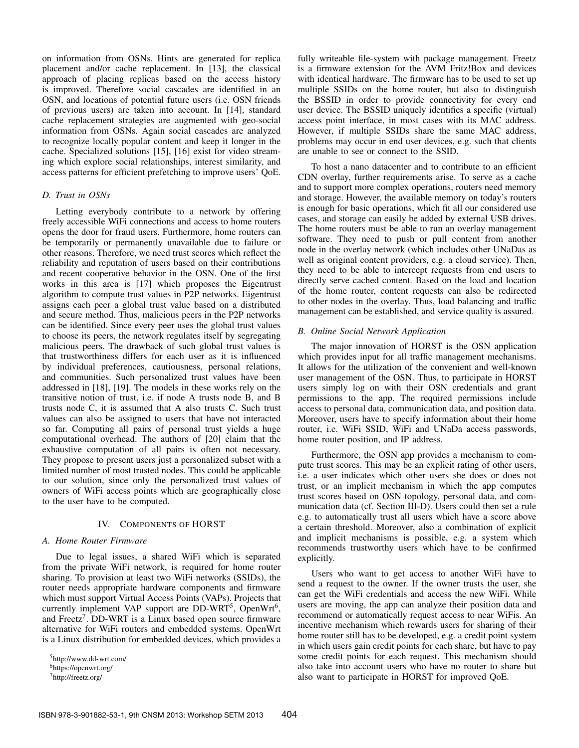on information from OSNs. Hints are generated for replica placement and/or cache replacement. In [13], the classical approach of placing replicas based on the access history is improved. Therefore social cascades are identified in an OSN, and locations of potential future users (i.e. OSN friends of previous users) are taken into account. In [14], standard cache replacement strategies are augmented with geo-social information from OSNs. Again social cascades are analyzed to recognize locally popular content and keep it longer in the cache. Specialized solutions [15], [16] exist for video streaming which explore social relationships, interest similarity, and access patterns for efficient prefetching to improve users' QoE.

### D. Trust in OSNs

Letting everybody contribute to a network by offering freely accessible WiFi connections and access to home routers opens the door for fraud users. Furthermore, home routers can be temporarily or permanently unavailable due to failure or other reasons. Therefore, we need trust scores which reflect the reliability and reputation of users based on their contributions and recent cooperative behavior in the OSN. One of the first works in this area is [17] which proposes the Eigentrust algorithm to compute trust values in P2P networks. Eigentrust assigns each peer a global trust value based on a distributed and secure method. Thus, malicious peers in the P2P networks can be identified. Since every peer uses the global trust values to choose its peers, the network regulates itself by segregating malicious peers. The drawback of such global trust values is that trustworthiness differs for each user as it is influenced by individual preferences, cautiousness, personal relations, and communities. Such personalized trust values have been addressed in [18], [19]. The models in these works rely on the transitive notion of trust, i.e. if node A trusts node B, and B trusts node C, it is assumed that A also trusts C. Such trust values can also be assigned to users that have not interacted so far. Computing all pairs of personal trust yields a huge computational overhead. The authors of [20] claim that the exhaustive computation of all pairs is often not necessary. They propose to present users just a personalized subset with a limited number of most trusted nodes. This could be applicable to our solution, since only the personalized trust values of owners of WiFi access points which are geographically close to the user have to be computed.

## IV. Components of HORST

### A. Home Router Firmware

Due to legal issues, a shared WiFi which is separated from the private WiFi network, is required for home router sharing. To provision at least two WiFi networks (SSIDs), the router needs appropriate hardware components and firmware which must support Virtual Access Points (VAPs). Projects that currently implement VAP support are DD-WRT[5], OpenWrt[6], and Freetz[7]. DD-WRT is a Linux based open source firmware alternative for WiFi routers and embedded systems. OpenWrt is a Linux distribution for embedded devices, which provides a fully writeable file-system with package management. Freetz is a firmware extension for the AVM Fritz!Box and devices with identical hardware. The firmware has to be used to set up multiple SSIDs on the home router, but also to distinguish the BSSID in order to provide connectivity for every end user device. The BSSID uniquely identifies a specific (virtual) access point interface, in most cases with its MAC address. However, if multiple SSIDs share the same MAC address, problems may occur in end user devices, e.g. such that clients are unable to see or connect to the SSID.

To host a nano datacenter and to contribute to an efficient CDN overlay, further requirements arise. To serve as a cache and to support more complex operations, routers need memory and storage. However, the available memory on today's routers is enough for basic operations, which fit all our considered use cases, and storage can easily be added by external USB drives. The home routers must be able to run an overlay management software. They need to push or pull content from another node in the overlay network (which includes other UNaDas as well as original content providers, e.g. a cloud service). Then, they need to be able to intercept requests from end users to directly serve cached content. Based on the load and location of the home router, content requests can also be redirected to other nodes in the overlay. Thus, load balancing and traffic management can be established, and service quality is assured.

### B. Online Social Network Application

The major innovation of HORST is the OSN application which provides input for all traffic management mechanisms. It allows for the utilization of the convenient and well-known user management of the OSN. Thus, to participate in HORST users simply log on with their OSN credentials and grant permissions to the app. The required permissions include access to personal data, communication data, and position data. Moreover, users have to specify information about their home router, i.e. WiFi SSID, WiFi and UNaDa access passwords, home router position, and IP address.

Furthermore, the OSN app provides a mechanism to compute trust scores. This may be an explicit rating of other users, i.e. a user indicates which other users she does or does not trust, or an implicit mechanism in which the app computes trust scores based on OSN topology, personal data, and communication data (cf. Section III-D). Users could then set a rule e.g. to automatically trust all users which have a score above a certain threshold. Moreover, also a combination of explicit and implicit mechanisms is possible, e.g. a system which recommends trustworthy users which have to be confirmed explicitly.

Users who want to get access to another WiFi have to send a request to the owner. If the owner trusts the user, she can get the WiFi credentials and access the new WiFi. While users are moving, the app can analyze their position data and recommend or automatically request access to near WiFis. An incentive mechanism which rewards users for sharing of their home router still has to be developed, e.g. a credit point system in which users gain credit points for each share, but have to pay some credit points for each request. This mechanism should also take into account users who have no router to share but also want to participate in HORST for improved QoE.

[5] http://www.dd-wrt.com/

[6] https://openwrt.org/

[7] http://freetz.org/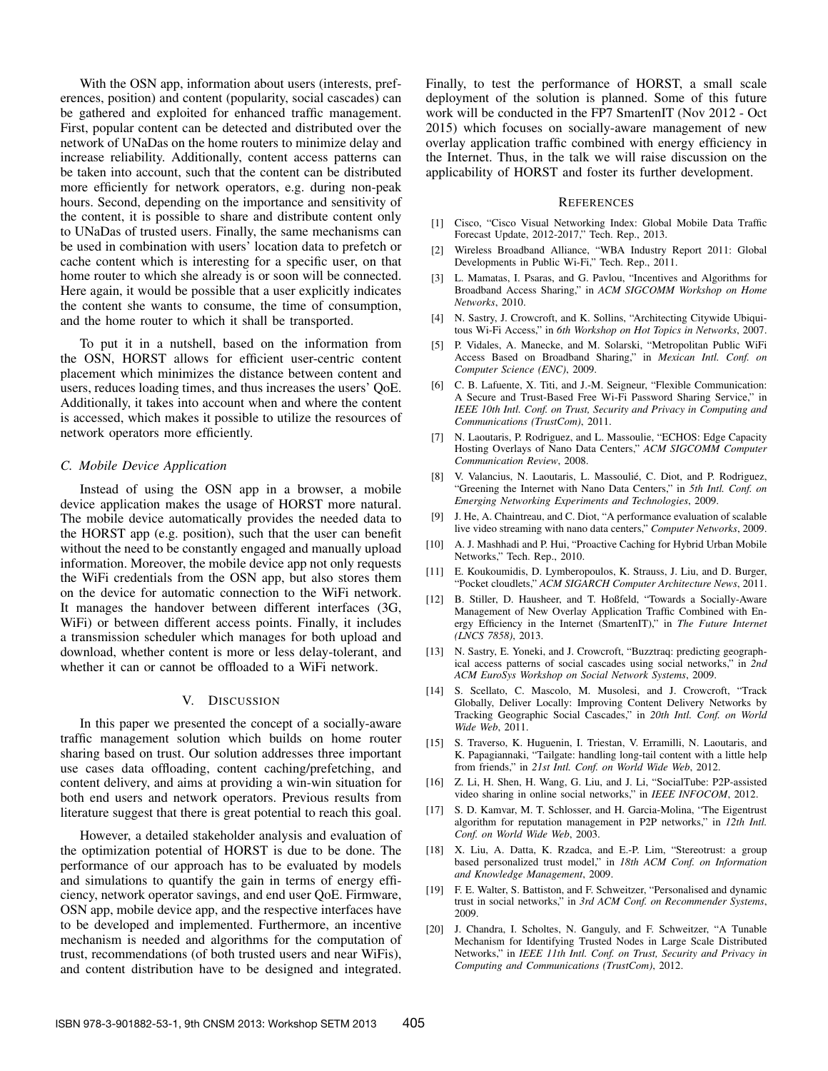With the OSN app, information about users (interests, preferences, position) and content (popularity, social cascades) can be gathered and exploited for enhanced traffic management. First, popular content can be detected and distributed over the network of UNaDas on the home routers to minimize delay and increase reliability. Additionally, content access patterns can be taken into account, such that the content can be distributed more efficiently for network operators, e.g. during non-peak hours. Second, depending on the importance and sensitivity of the content, it is possible to share and distribute content only to UNaDas of trusted users. Finally, the same mechanisms can be used in combination with users' location data to prefetch or cache content which is interesting for a specific user, on that home router to which she already is or soon will be connected. Here again, it would be possible that a user explicitly indicates the content she wants to consume, the time of consumption, and the home router to which it shall be transported.

To put it in a nutshell, based on the information from the OSN, HORST allows for efficient user-centric content placement which minimizes the distance between content and users, reduces loading times, and thus increases the users' QoE. Additionally, it takes into account when and where the content is accessed, which makes it possible to utilize the resources of network operators more efficiently.

### C. Mobile Device Application

Instead of using the OSN app in a browser, a mobile device application makes the usage of HORST more natural. The mobile device automatically provides the needed data to the HORST app (e.g. position), such that the user can benefit without the need to be constantly engaged and manually upload information. Moreover, the mobile device app not only requests the WiFi credentials from the OSN app, but also stores them on the device for automatic connection to the WiFi network. It manages the handover between different interfaces (3G, WiFi) or between different access points. Finally, it includes a transmission scheduler which manages for both upload and download, whether content is more or less delay-tolerant, and whether it can or cannot be offloaded to a WiFi network.

## V. Discussion

In this paper we presented the concept of a socially-aware traffic management solution which builds on home router sharing based on trust. Our solution addresses three important use cases data offloading, content caching/prefetching, and content delivery, and aims at providing a win-win situation for both end users and network operators. Previous results from literature suggest that there is great potential to reach this goal.

However, a detailed stakeholder analysis and evaluation of the optimization potential of HORST is due to be done. The performance of our approach has to be evaluated by models and simulations to quantify the gain in terms of energy efficiency, network operator savings, and end user QoE. Firmware, OSN app, mobile device app, and the respective interfaces have to be developed and implemented. Furthermore, an incentive mechanism is needed and algorithms for the computation of trust, recommendations (of both trusted users and near WiFis), and content distribution have to be designed and integrated. Finally, to test the performance of HORST, a small scale deployment of the solution is planned. Some of this future work will be conducted in the FP7 SmartenIT (Nov 2012 - Oct 2015) which focuses on socially-aware management of new overlay application traffic combined with energy efficiency in the Internet. Thus, in the talk we will raise discussion on the applicability of HORST and foster its further development.

## References

[1] Cisco, "Cisco Visual Networking Index: Global Mobile Data Traffic Forecast Update, 2012-2017," Tech. Rep., 2013.

[2] Wireless Broadband Alliance, "WBA Industry Report 2011: Global Developments in Public Wi-Fi," Tech. Rep., 2011.

[3] L. Mamatas, I. Psaras, and G. Pavlou, "Incentives and Algorithms for Broadband Access Sharing," in *ACM SIGCOMM Workshop on Home Networks*, 2010.

[4] N. Sastry, J. Crowcroft, and K. Sollins, "Architecting Citywide Ubiquitous Wi-Fi Access," in *6th Workshop on Hot Topics in Networks*, 2007.

[5] P. Vidales, A. Manecke, and M. Solarski, "Metropolitan Public WiFi Access Based on Broadband Sharing," in *Mexican Intl. Conf. on Computer Science (ENC)*, 2009.

[6] C. B. Lafuente, X. Titi, and J.-M. Seigneur, "Flexible Communication: A Secure and Trust-Based Free Wi-Fi Password Sharing Service," in *IEEE 10th Intl. Conf. on Trust, Security and Privacy in Computing and Communications (TrustCom)*, 2011.

[7] N. Laoutaris, P. Rodriguez, and L. Massoulie, "ECHOS: Edge Capacity Hosting Overlays of Nano Data Centers," *ACM SIGCOMM Computer Communication Review*, 2008.

[8] V. Valancius, N. Laoutaris, L. Massoulié, C. Diot, and P. Rodriguez, "Greening the Internet with Nano Data Centers," in *5th Intl. Conf. on Emerging Networking Experiments and Technologies*, 2009.

[9] J. He, A. Chaintreau, and C. Diot, "A performance evaluation of scalable live video streaming with nano data centers," *Computer Networks*, 2009.

[10] A. J. Mashhadi and P. Hui, "Proactive Caching for Hybrid Urban Mobile Networks," Tech. Rep., 2010.

[11] E. Koukoumidis, D. Lymberopoulos, K. Strauss, J. Liu, and D. Burger, "Pocket cloudlets," *ACM SIGARCH Computer Architecture News*, 2011.

[12] B. Stiller, D. Hausheer, and T. Hoßfeld, "Towards a Socially-Aware Management of New Overlay Application Traffic Combined with Energy Efficiency in the Internet (SmartenIT)," in *The Future Internet (LNCS 7858)*, 2013.

[13] N. Sastry, E. Yoneki, and J. Crowcroft, "Buzztraq: predicting geographical access patterns of social cascades using social networks," in *2nd ACM EuroSys Workshop on Social Network Systems*, 2009.

[14] S. Scellato, C. Mascolo, M. Musolesi, and J. Crowcroft, "Track Globally, Deliver Locally: Improving Content Delivery Networks by Tracking Geographic Social Cascades," in *20th Intl. Conf. on World Wide Web*, 2011.

[15] S. Traverso, K. Huguenin, I. Triestan, V. Erramilli, N. Laoutaris, and K. Papagiannaki, "Tailgate: handling long-tail content with a little help from friends," in *21st Intl. Conf. on World Wide Web*, 2012.

[16] Z. Li, H. Shen, H. Wang, G. Liu, and J. Li, "SocialTube: P2P-assisted video sharing in online social networks," in *IEEE INFOCOM*, 2012.

[17] S. D. Kamvar, M. T. Schlosser, and H. Garcia-Molina, "The Eigentrust algorithm for reputation management in P2P networks," in *12th Intl. Conf. on World Wide Web*, 2003.

[18] X. Liu, A. Datta, K. Rzadca, and E.-P. Lim, "Stereotrust: a group based personalized trust model," in *18th ACM Conf. on Information and Knowledge Management*, 2009.

[19] F. E. Walter, S. Battiston, and F. Schweitzer, "Personalised and dynamic trust in social networks," in *3rd ACM Conf. on Recommender Systems*, 2009.

[20] J. Chandra, I. Scholtes, N. Ganguly, and F. Schweitzer, "A Tunable Mechanism for Identifying Trusted Nodes in Large Scale Distributed Networks," in *IEEE 11th Intl. Conf. on Trust, Security and Privacy in Computing and Communications (TrustCom)*, 2012.